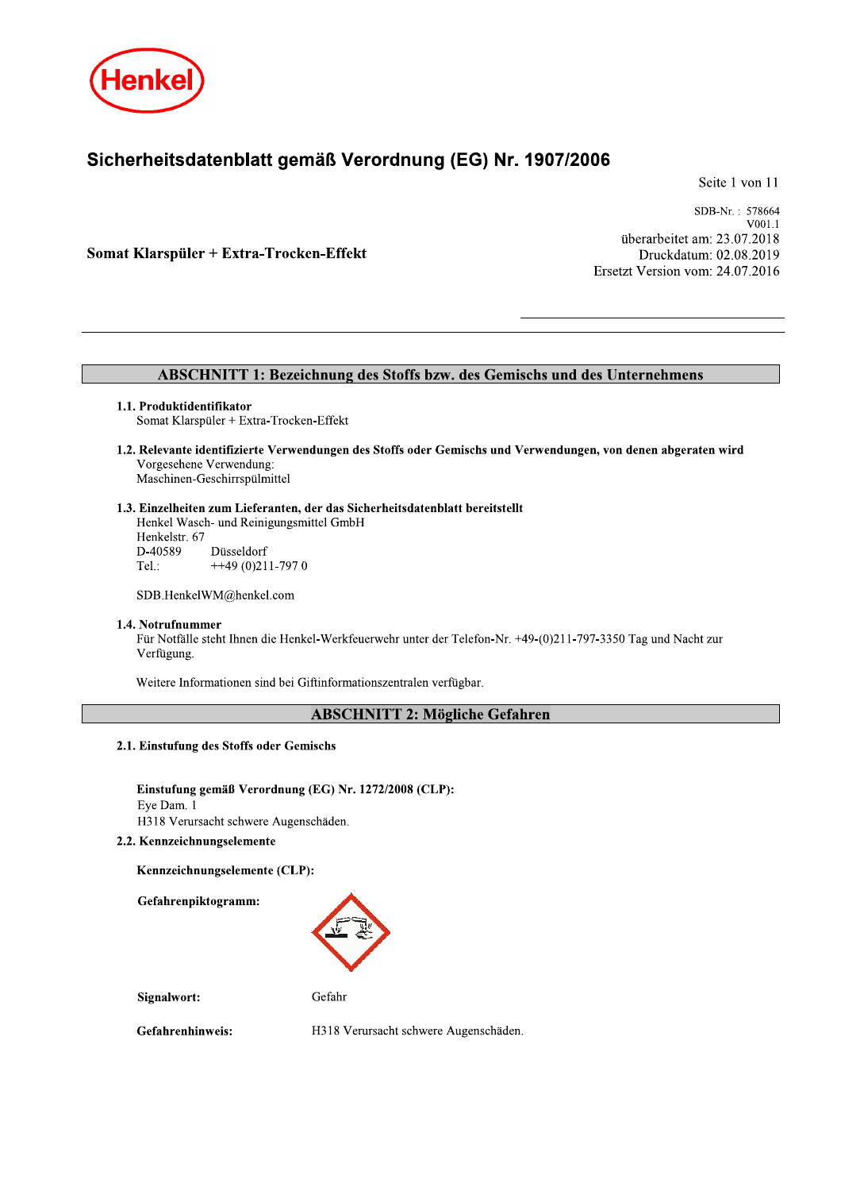# Sicherheitsdatenblatt gemäß Verordnung (EG) Nr. 1907/2006

SDB-Nr. : 578664
V001.1
überarbeitet am: 23.07.2018
Druckdatum: 02.08.2019
Ersetzt Version vom: 24.07.2016

**Somat Klarspüler + Extra-Trocken-Effekt**

## ABSCHNITT 1: Bezeichnung des Stoffs bzw. des Gemischs und des Unternehmens

**1.1. Produktidentifikator**
Somat Klarspüler + Extra-Trocken-Effekt

**1.2. Relevante identifizierte Verwendungen des Stoffs oder Gemischs und Verwendungen, von denen abgeraten wird**
Vorgesehene Verwendung:
Maschinen-Geschirrspülmittel

**1.3. Einzelheiten zum Lieferanten, der das Sicherheitsdatenblatt bereitstellt**
Henkel Wasch- und Reinigungsmittel GmbH
Henkelstr. 67
D-40589 Düsseldorf
Tel.: ++49 (0)211-797 0

SDB.HenkelWM@henkel.com

**1.4. Notrufnummer**
Für Notfälle steht Ihnen die Henkel-Werkfeuerwehr unter der Telefon-Nr. +49-(0)211-797-3350 Tag und Nacht zur Verfügung.

Weitere Informationen sind bei Giftinformationszentralen verfügbar.

## ABSCHNITT 2: Mögliche Gefahren

**2.1. Einstufung des Stoffs oder Gemischs**

**Einstufung gemäß Verordnung (EG) Nr. 1272/2008 (CLP):**
Eye Dam. 1
H318 Verursacht schwere Augenschäden.

**2.2. Kennzeichnungselemente**

**Kennzeichnungselemente (CLP):**

**Gefahrenpiktogramm:**

**Signalwort:** Gefahr

**Gefahrenhinweis:** H318 Verursacht schwere Augenschäden.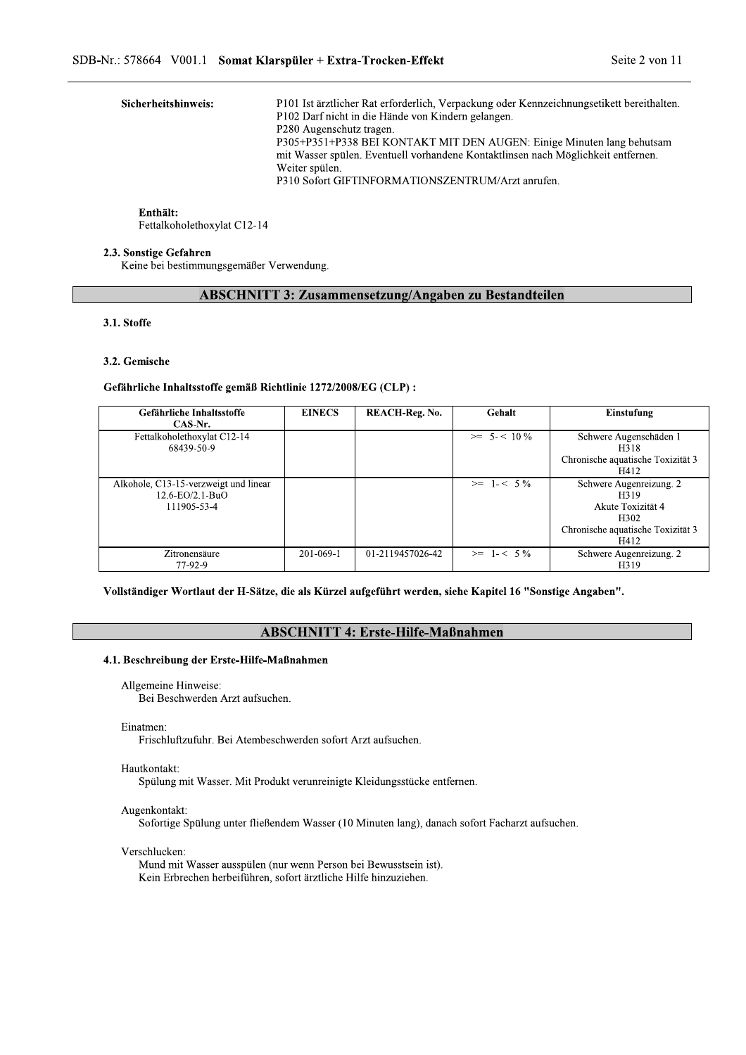**Sicherheitshinweis:**

P101 Ist ärztlicher Rat erforderlich, Verpackung oder Kennzeichnungsetikett bereithalten.
P102 Darf nicht in die Hände von Kindern gelangen.
P280 Augenschutz tragen.
P305+P351+P338 BEI KONTAKT MIT DEN AUGEN: Einige Minuten lang behutsam mit Wasser spülen. Eventuell vorhandene Kontaktlinsen nach Möglichkeit entfernen. Weiter spülen.
P310 Sofort GIFTINFORMATIONSZENTRUM/Arzt anrufen.

**Enthält:**
Fettalkoholethoxylat C12-14

**2.3. Sonstige Gefahren**
Keine bei bestimmungsgemäßer Verwendung.

## ABSCHNITT 3: Zusammensetzung/Angaben zu Bestandteilen

**3.1. Stoffe**

**3.2. Gemische**

**Gefährliche Inhaltsstoffe gemäß Richtlinie 1272/2008/EG (CLP) :**

| Gefährliche Inhaltsstoffe CAS-Nr. | EINECS | REACH-Reg. No. | Gehalt | Einstufung |
|---|---|---|---|---|
| Fettalkoholethoxylat C12-14<br>68439-50-9 | | | >= 5- < 10 % | Schwere Augenschäden 1<br>H318<br>Chronische aquatische Toxizität 3<br>H412 |
| Alkohole, C13-15-verzweigt und linear<br>12.6-EO/2.1-BuO<br>111905-53-4 | | | >= 1- < 5 % | Schwere Augenreizung. 2<br>H319<br>Akute Toxizität 4<br>H302<br>Chronische aquatische Toxizität 3<br>H412 |
| Zitronensäure<br>77-92-9 | 201-069-1 | 01-2119457026-42 | >= 1- < 5 % | Schwere Augenreizung. 2<br>H319 |

**Vollständiger Wortlaut der H-Sätze, die als Kürzel aufgeführt werden, siehe Kapitel 16 "Sonstige Angaben".**

## ABSCHNITT 4: Erste-Hilfe-Maßnahmen

**4.1. Beschreibung der Erste-Hilfe-Maßnahmen**

Allgemeine Hinweise:
Bei Beschwerden Arzt aufsuchen.

Einatmen:
Frischluftzufuhr. Bei Atembeschwerden sofort Arzt aufsuchen.

Hautkontakt:
Spülung mit Wasser. Mit Produkt verunreinigte Kleidungsstücke entfernen.

Augenkontakt:
Sofortige Spülung unter fließendem Wasser (10 Minuten lang), danach sofort Facharzt aufsuchen.

Verschlucken:
Mund mit Wasser ausspülen (nur wenn Person bei Bewusstsein ist).
Kein Erbrechen herbeiführen, sofort ärztliche Hilfe hinzuziehen.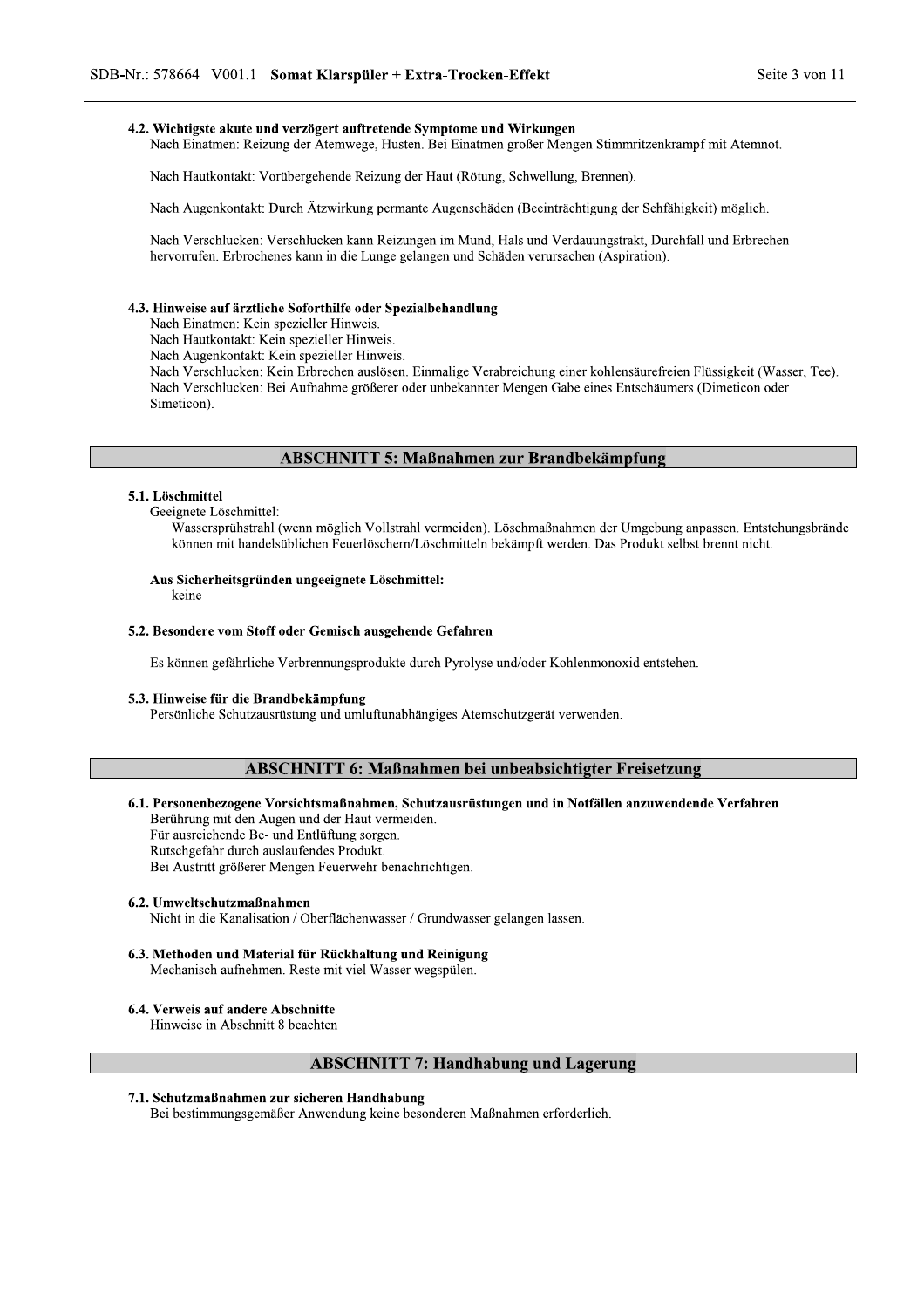### 4.2. Wichtigste akute und verzögert auftretende Symptome und Wirkungen

Nach Einatmen: Reizung der Atemwege, Husten. Bei Einatmen großer Mengen Stimmritzenkrampf mit Atemnot.

Nach Hautkontakt: Vorübergehende Reizung der Haut (Rötung, Schwellung, Brennen).

Nach Augenkontakt: Durch Ätzwirkung permante Augenschäden (Beeinträchtigung der Sehfähigkeit) möglich.

Nach Verschlucken: Verschlucken kann Reizungen im Mund, Hals und Verdauungstrakt, Durchfall und Erbrechen hervorrufen. Erbrochenes kann in die Lunge gelangen und Schäden verursachen (Aspiration).

### 4.3. Hinweise auf ärztliche Soforthilfe oder Spezialbehandlung

Nach Einatmen: Kein spezieller Hinweis.
Nach Hautkontakt: Kein spezieller Hinweis.
Nach Augenkontakt: Kein spezieller Hinweis.
Nach Verschlucken: Kein Erbrechen auslösen. Einmalige Verabreichung einer kohlensäurefreien Flüssigkeit (Wasser, Tee).
Nach Verschlucken: Bei Aufnahme größerer oder unbekannter Mengen Gabe eines Entschäumers (Dimeticon oder Simeticon).

## ABSCHNITT 5: Maßnahmen zur Brandbekämpfung

### 5.1. Löschmittel

Geeignete Löschmittel:

Wassersprühstrahl (wenn möglich Vollstrahl vermeiden). Löschmaßnahmen der Umgebung anpassen. Entstehungsbrände können mit handelsüblichen Feuerlöschern/Löschmitteln bekämpft werden. Das Produkt selbst brennt nicht.

**Aus Sicherheitsgründen ungeeignete Löschmittel:**

keine

### 5.2. Besondere vom Stoff oder Gemisch ausgehende Gefahren

Es können gefährliche Verbrennungsprodukte durch Pyrolyse und/oder Kohlenmonoxid entstehen.

### 5.3. Hinweise für die Brandbekämpfung

Persönliche Schutzausrüstung und umluftunabhängiges Atemschutzgerät verwenden.

## ABSCHNITT 6: Maßnahmen bei unbeabsichtigter Freisetzung

### 6.1. Personenbezogene Vorsichtsmaßnahmen, Schutzausrüstungen und in Notfällen anzuwendende Verfahren

Berührung mit den Augen und der Haut vermeiden.
Für ausreichende Be- und Entlüftung sorgen.
Rutschgefahr durch auslaufendes Produkt.
Bei Austritt größerer Mengen Feuerwehr benachrichtigen.

### 6.2. Umweltschutzmaßnahmen

Nicht in die Kanalisation / Oberflächenwasser / Grundwasser gelangen lassen.

### 6.3. Methoden und Material für Rückhaltung und Reinigung

Mechanisch aufnehmen. Reste mit viel Wasser wegspülen.

### 6.4. Verweis auf andere Abschnitte

Hinweise in Abschnitt 8 beachten

## ABSCHNITT 7: Handhabung und Lagerung

### 7.1. Schutzmaßnahmen zur sicheren Handhabung

Bei bestimmungsgemäßer Anwendung keine besonderen Maßnahmen erforderlich.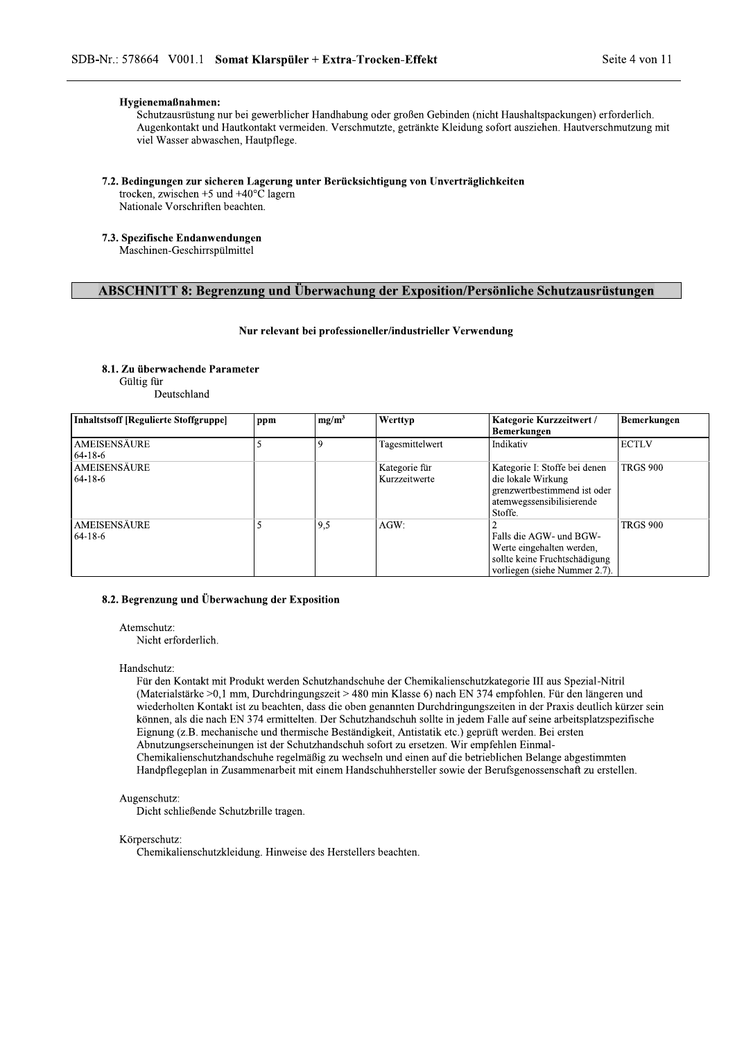**Hygienemaßnahmen:**

Schutzausrüstung nur bei gewerblicher Handhabung oder großen Gebinden (nicht Haushaltspackungen) erforderlich. Augenkontakt und Hautkontakt vermeiden. Verschmutzte, getränkte Kleidung sofort ausziehen. Hautverschmutzung mit viel Wasser abwaschen, Hautpflege.

**7.2. Bedingungen zur sicheren Lagerung unter Berücksichtigung von Unverträglichkeiten**

trocken, zwischen +5 und +40°C lagern
Nationale Vorschriften beachten.

**7.3. Spezifische Endanwendungen**

Maschinen-Geschirrspülmittel

## ABSCHNITT 8: Begrenzung und Überwachung der Exposition/Persönliche Schutzausrüstungen

**Nur relevant bei professioneller/industrieller Verwendung**

**8.1. Zu überwachende Parameter**

Gültig für
Deutschland

| Inhaltstsoff [Regulierte Stoffgruppe] | ppm | mg/m$^3$ | Werttyp | Kategorie Kurzzeitwert / Bemerkungen | Bemerkungen |
|---|---|---|---|---|---|
| AMEISENSÄURE 64-18-6 | 5 | 9 | Tagesmittelwert | Indikativ | ECTLV |
| AMEISENSÄURE 64-18-6 | | | Kategorie für Kurzzeitwerte | Kategorie I: Stoffe bei denen die lokale Wirkung grenzwertbestimmend ist oder atemwegssensibilisierende Stoffe. | TRGS 900 |
| AMEISENSÄURE 64-18-6 | 5 | 9,5 | AGW: | 2 Falls die AGW- und BGW-Werte eingehalten werden, sollte keine Fruchtschädigung vorliegen (siehe Nummer 2.7). | TRGS 900 |

**8.2. Begrenzung und Überwachung der Exposition**

Atemschutz:
Nicht erforderlich.

Handschutz:
Für den Kontakt mit Produkt werden Schutzhandschuhe der Chemikalienschutzkategorie III aus Spezial-Nitril (Materialstärke >0,1 mm, Durchdringungszeit > 480 min Klasse 6) nach EN 374 empfohlen. Für den längeren und wiederholten Kontakt ist zu beachten, dass die oben genannten Durchdringungszeiten in der Praxis deutlich kürzer sein können, als die nach EN 374 ermittelten. Der Schutzhandschuh sollte in jedem Falle auf seine arbeitsplatzspezifische Eignung (z.B. mechanische und thermische Beständigkeit, Antistatik etc.) geprüft werden. Bei ersten Abnutzungserscheinungen ist der Schutzhandschuh sofort zu ersetzen. Wir empfehlen Einmal-Chemikalienschutzhandschuhe regelmäßig zu wechseln und einen auf die betrieblichen Belange abgestimmten Handpflegeplan in Zusammenarbeit mit einem Handschuhhersteller sowie der Berufsgenossenschaft zu erstellen.

Augenschutz:
Dicht schließende Schutzbrille tragen.

Körperschutz:
Chemikalienschutzkleidung. Hinweise des Herstellers beachten.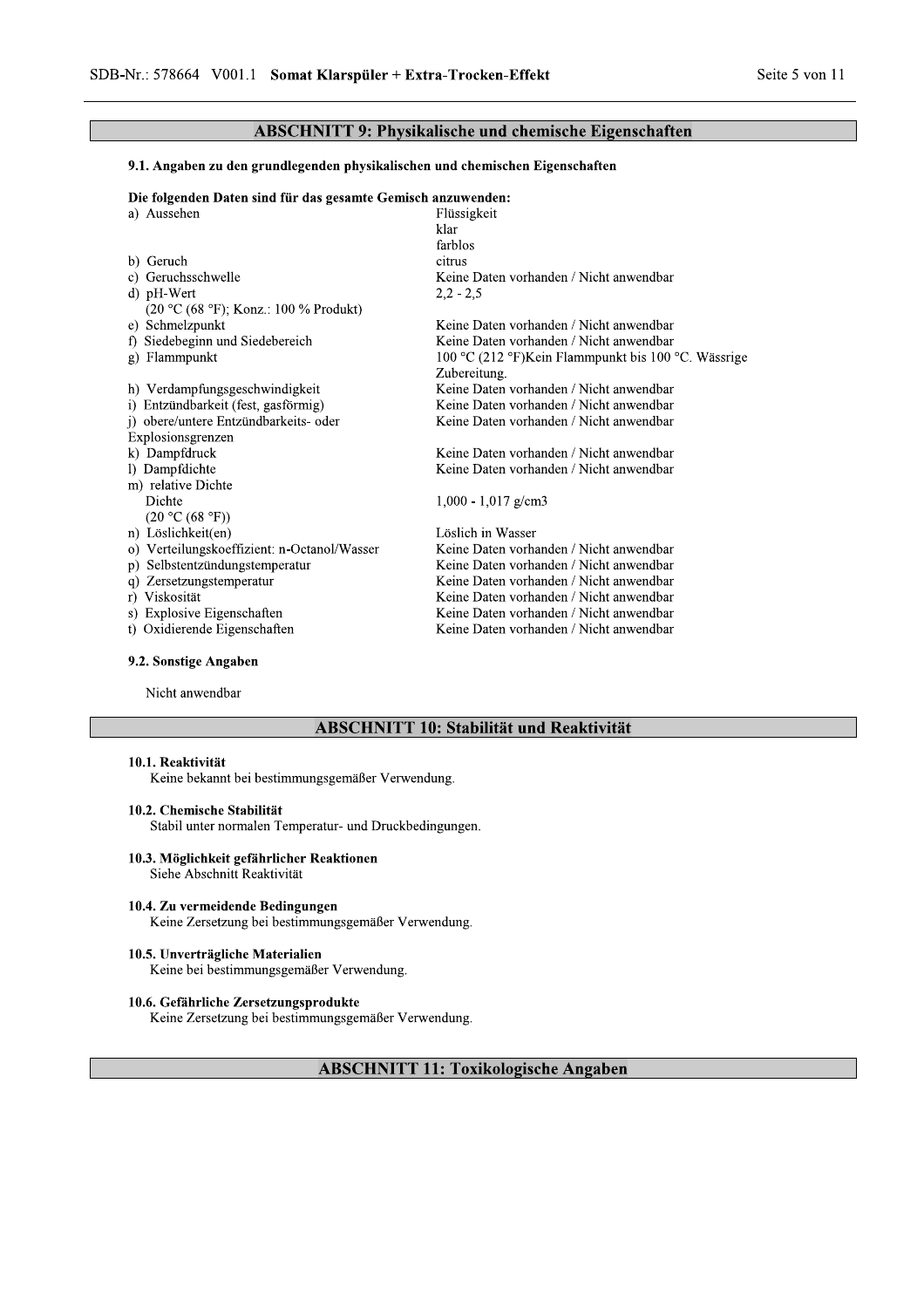## ABSCHNITT 9: Physikalische und chemische Eigenschaften

### 9.1. Angaben zu den grundlegenden physikalischen und chemischen Eigenschaften

**Die folgenden Daten sind für das gesamte Gemisch anzuwenden:**

| | |
|---|---|
| a) Aussehen | Flüssigkeit<br>klar<br>farblos |
| b) Geruch | citrus |
| c) Geruchsschwelle | Keine Daten vorhanden / Nicht anwendbar |
| d) pH-Wert<br>(20 °C (68 °F); Konz.: 100 % Produkt) | 2,2 - 2,5 |
| e) Schmelzpunkt | Keine Daten vorhanden / Nicht anwendbar |
| f) Siedebeginn und Siedebereich | Keine Daten vorhanden / Nicht anwendbar |
| g) Flammpunkt | 100 °C (212 °F)Kein Flammpunkt bis 100 °C. Wässrige Zubereitung. |
| h) Verdampfungsgeschwindigkeit | Keine Daten vorhanden / Nicht anwendbar |
| i) Entzündbarkeit (fest, gasförmig) | Keine Daten vorhanden / Nicht anwendbar |
| j) obere/untere Entzündbarkeits- oder Explosionsgrenzen | Keine Daten vorhanden / Nicht anwendbar |
| k) Dampfdruck | Keine Daten vorhanden / Nicht anwendbar |
| l) Dampfdichte | Keine Daten vorhanden / Nicht anwendbar |
| m) relative Dichte<br>Dichte<br>(20 °C (68 °F)) | 1,000 - 1,017 g/cm3 |
| n) Löslichkeit(en) | Löslich in Wasser |
| o) Verteilungskoeffizient: n-Octanol/Wasser | Keine Daten vorhanden / Nicht anwendbar |
| p) Selbstentzündungstemperatur | Keine Daten vorhanden / Nicht anwendbar |
| q) Zersetzungstemperatur | Keine Daten vorhanden / Nicht anwendbar |
| r) Viskosität | Keine Daten vorhanden / Nicht anwendbar |
| s) Explosive Eigenschaften | Keine Daten vorhanden / Nicht anwendbar |
| t) Oxidierende Eigenschaften | Keine Daten vorhanden / Nicht anwendbar |

### 9.2. Sonstige Angaben

Nicht anwendbar

## ABSCHNITT 10: Stabilität und Reaktivität

**10.1. Reaktivität**
Keine bekannt bei bestimmungsgemäßer Verwendung.

**10.2. Chemische Stabilität**
Stabil unter normalen Temperatur- und Druckbedingungen.

**10.3. Möglichkeit gefährlicher Reaktionen**
Siehe Abschnitt Reaktivität

**10.4. Zu vermeidende Bedingungen**
Keine Zersetzung bei bestimmungsgemäßer Verwendung.

**10.5. Unverträgliche Materialien**
Keine bei bestimmungsgemäßer Verwendung.

**10.6. Gefährliche Zersetzungsprodukte**
Keine Zersetzung bei bestimmungsgemäßer Verwendung.

## ABSCHNITT 11: Toxikologische Angaben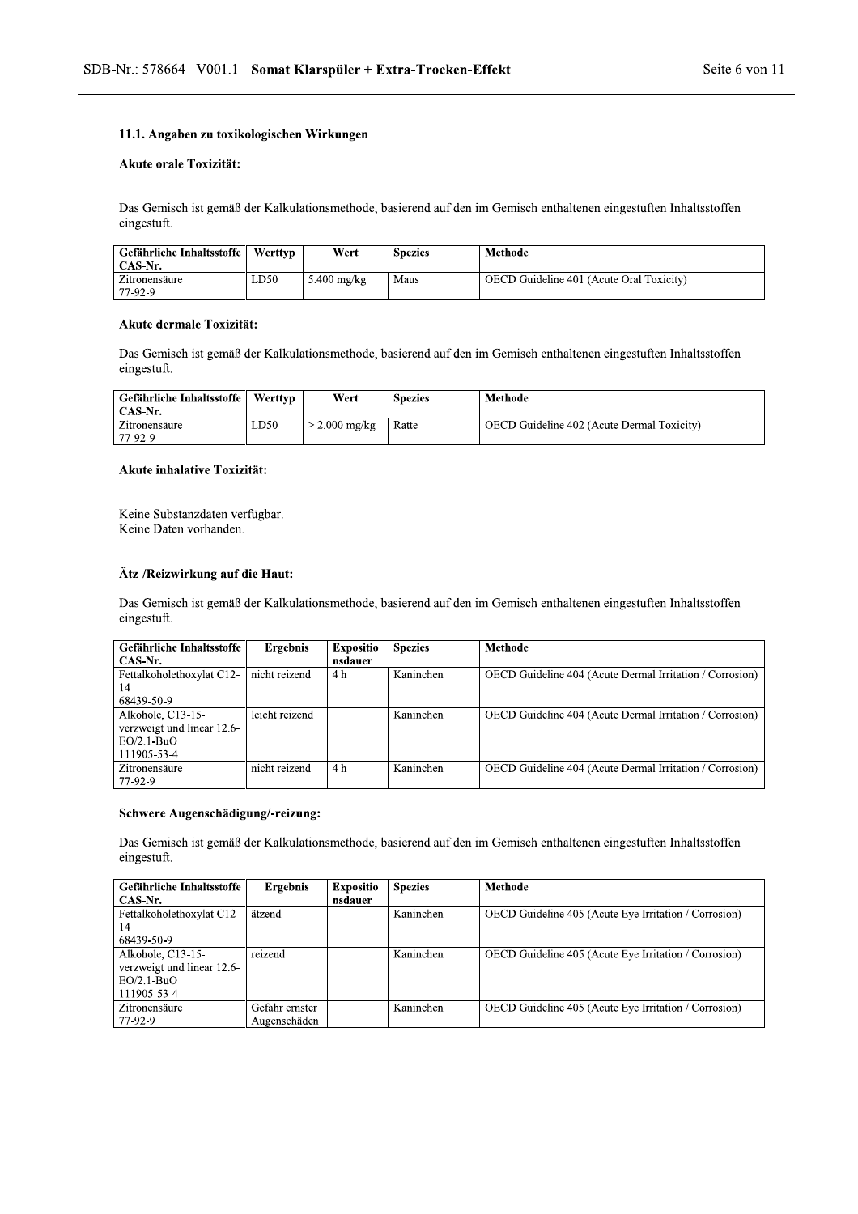### 11.1. Angaben zu toxikologischen Wirkungen

**Akute orale Toxizität:**

Das Gemisch ist gemäß der Kalkulationsmethode, basierend auf den im Gemisch enthaltenen eingestuften Inhaltsstoffen eingestuft.

| Gefährliche Inhaltsstoffe CAS-Nr. | Werttyp | Wert | Spezies | Methode |
|---|---|---|---|---|
| Zitronensäure 77-92-9 | LD50 | 5.400 mg/kg | Maus | OECD Guideline 401 (Acute Oral Toxicity) |

**Akute dermale Toxizität:**

Das Gemisch ist gemäß der Kalkulationsmethode, basierend auf den im Gemisch enthaltenen eingestuften Inhaltsstoffen eingestuft.

| Gefährliche Inhaltsstoffe CAS-Nr. | Werttyp | Wert | Spezies | Methode |
|---|---|---|---|---|
| Zitronensäure 77-92-9 | LD50 | > 2.000 mg/kg | Ratte | OECD Guideline 402 (Acute Dermal Toxicity) |

**Akute inhalative Toxizität:**

Keine Substanzdaten verfügbar.
Keine Daten vorhanden.

**Ätz-/Reizwirkung auf die Haut:**

Das Gemisch ist gemäß der Kalkulationsmethode, basierend auf den im Gemisch enthaltenen eingestuften Inhaltsstoffen eingestuft.

| Gefährliche Inhaltsstoffe CAS-Nr. | Ergebnis | Expositionsdauer | Spezies | Methode |
|---|---|---|---|---|
| Fettalkoholethoxylat C12-14 68439-50-9 | nicht reizend | 4 h | Kaninchen | OECD Guideline 404 (Acute Dermal Irritation / Corrosion) |
| Alkohole, C13-15-verzweigt und linear 12.6-EO/2.1-BuO 111905-53-4 | leicht reizend | | Kaninchen | OECD Guideline 404 (Acute Dermal Irritation / Corrosion) |
| Zitronensäure 77-92-9 | nicht reizend | 4 h | Kaninchen | OECD Guideline 404 (Acute Dermal Irritation / Corrosion) |

**Schwere Augenschädigung/-reizung:**

Das Gemisch ist gemäß der Kalkulationsmethode, basierend auf den im Gemisch enthaltenen eingestuften Inhaltsstoffen eingestuft.

| Gefährliche Inhaltsstoffe CAS-Nr. | Ergebnis | Expositionsdauer | Spezies | Methode |
|---|---|---|---|---|
| Fettalkoholethoxylat C12-14 68439-50-9 | ätzend | | Kaninchen | OECD Guideline 405 (Acute Eye Irritation / Corrosion) |
| Alkohole, C13-15-verzweigt und linear 12.6-EO/2.1-BuO 111905-53-4 | reizend | | Kaninchen | OECD Guideline 405 (Acute Eye Irritation / Corrosion) |
| Zitronensäure 77-92-9 | Gefahr ernster Augenschäden | | Kaninchen | OECD Guideline 405 (Acute Eye Irritation / Corrosion) |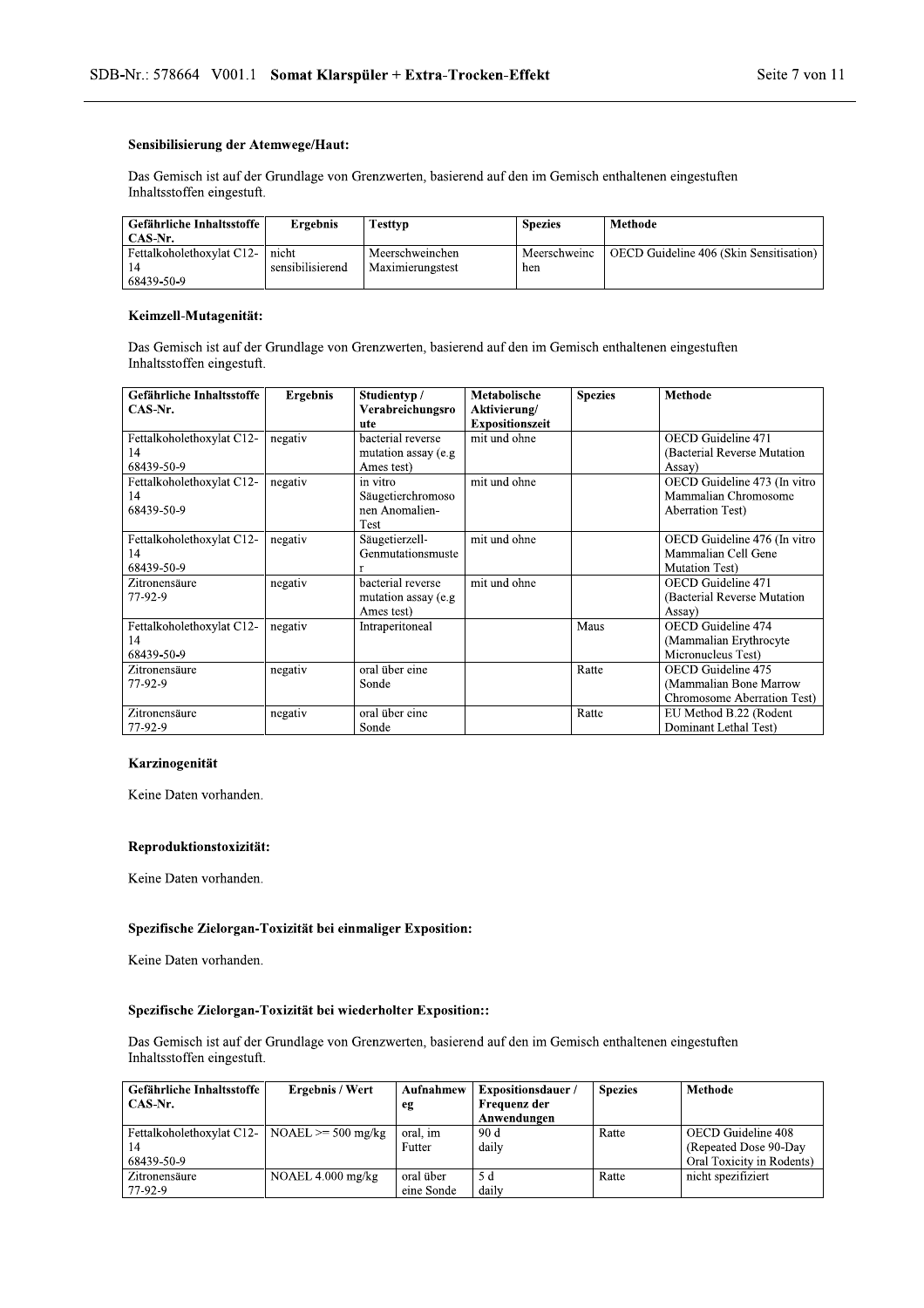### Sensibilisierung der Atemwege/Haut:

Das Gemisch ist auf der Grundlage von Grenzwerten, basierend auf den im Gemisch enthaltenen eingestuften Inhaltsstoffen eingestuft.

| Gefährliche Inhaltsstoffe CAS-Nr. | Ergebnis | Testtyp | Spezies | Methode |
|---|---|---|---|---|
| Fettalkoholethoxylat C12-14 68439-50-9 | nicht sensibilisierend | Meerschweinchen Maximierungstest | Meerschweinchen | OECD Guideline 406 (Skin Sensitisation) |

### Keimzell-Mutagenität:

Das Gemisch ist auf der Grundlage von Grenzwerten, basierend auf den im Gemisch enthaltenen eingestuften Inhaltsstoffen eingestuft.

| Gefährliche Inhaltsstoffe CAS-Nr. | Ergebnis | Studientyp / Verabreichungsroute | Metabolische Aktivierung/ Expositionszeit | Spezies | Methode |
|---|---|---|---|---|---|
| Fettalkoholethoxylat C12-14 68439-50-9 | negativ | bacterial reverse mutation assay (e.g Ames test) | mit und ohne | | OECD Guideline 471 (Bacterial Reverse Mutation Assay) |
| Fettalkoholethoxylat C12-14 68439-50-9 | negativ | in vitro Säugetierchromosomen Anomalien-Test | mit und ohne | | OECD Guideline 473 (In vitro Mammalian Chromosome Aberration Test) |
| Fettalkoholethoxylat C12-14 68439-50-9 | negativ | Säugetierzell-Genmutationsmuster | mit und ohne | | OECD Guideline 476 (In vitro Mammalian Cell Gene Mutation Test) |
| Zitronensäure 77-92-9 | negativ | bacterial reverse mutation assay (e.g Ames test) | mit und ohne | | OECD Guideline 471 (Bacterial Reverse Mutation Assay) |
| Fettalkoholethoxylat C12-14 68439-50-9 | negativ | Intraperitoneal | | Maus | OECD Guideline 474 (Mammalian Erythrocyte Micronucleus Test) |
| Zitronensäure 77-92-9 | negativ | oral über eine Sonde | | Ratte | OECD Guideline 475 (Mammalian Bone Marrow Chromosome Aberration Test) |
| Zitronensäure 77-92-9 | negativ | oral über eine Sonde | | Ratte | EU Method B.22 (Rodent Dominant Lethal Test) |

### Karzinogenität

Keine Daten vorhanden.

### Reproduktionstoxizität:

Keine Daten vorhanden.

### Spezifische Zielorgan-Toxizität bei einmaliger Exposition:

Keine Daten vorhanden.

### Spezifische Zielorgan-Toxizität bei wiederholter Exposition::

Das Gemisch ist auf der Grundlage von Grenzwerten, basierend auf den im Gemisch enthaltenen eingestuften Inhaltsstoffen eingestuft.

| Gefährliche Inhaltsstoffe CAS-Nr. | Ergebnis / Wert | Aufnahmeweg | Expositionsdauer / Frequenz der Anwendungen | Spezies | Methode |
|---|---|---|---|---|---|
| Fettalkoholethoxylat C12-14 68439-50-9 | NOAEL >= 500 mg/kg | oral, im Futter | 90 d daily | Ratte | OECD Guideline 408 (Repeated Dose 90-Day Oral Toxicity in Rodents) |
| Zitronensäure 77-92-9 | NOAEL 4.000 mg/kg | oral über eine Sonde | 5 d daily | Ratte | nicht spezifiziert |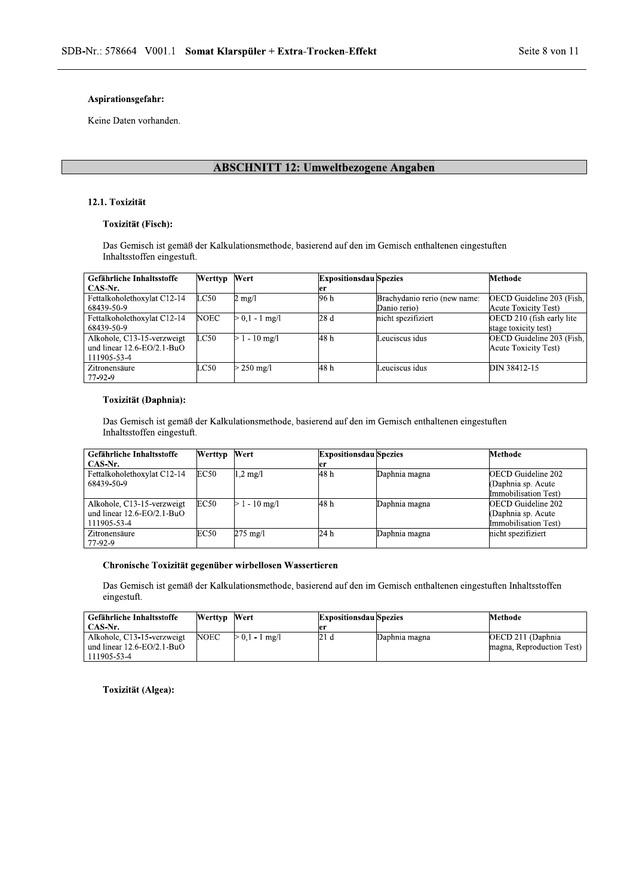**Aspirationsgefahr:**

Keine Daten vorhanden.

## ABSCHNITT 12: Umweltbezogene Angaben

### 12.1. Toxizität

**Toxizität (Fisch):**

Das Gemisch ist gemäß der Kalkulationsmethode, basierend auf den im Gemisch enthaltenen eingestuften Inhaltsstoffen eingestuft.

| Gefährliche Inhaltsstoffe CAS-Nr. | Werttyp | Wert | Expositionsdauer | Spezies | Methode |
|---|---|---|---|---|---|
| Fettalkoholethoxylat C12-14 68439-50-9 | LC50 | 2 mg/l | 96 h | Brachydanio rerio (new name: Danio rerio) | OECD Guideline 203 (Fish, Acute Toxicity Test) |
| Fettalkoholethoxylat C12-14 68439-50-9 | NOEC | > 0,1 - 1 mg/l | 28 d | nicht spezifiziert | OECD 210 (fish early lite stage toxicity test) |
| Alkohole, C13-15-verzweigt und linear 12.6-EO/2.1-BuO 111905-53-4 | LC50 | > 1 - 10 mg/l | 48 h | Leuciscus idus | OECD Guideline 203 (Fish, Acute Toxicity Test) |
| Zitronensäure 77-92-9 | LC50 | > 250 mg/l | 48 h | Leuciscus idus | DIN 38412-15 |

**Toxizität (Daphnia):**

Das Gemisch ist gemäß der Kalkulationsmethode, basierend auf den im Gemisch enthaltenen eingestuften Inhaltsstoffen eingestuft.

| Gefährliche Inhaltsstoffe CAS-Nr. | Werttyp | Wert | Expositionsdauer | Spezies | Methode |
|---|---|---|---|---|---|
| Fettalkoholethoxylat C12-14 68439-50-9 | EC50 | 1,2 mg/l | 48 h | Daphnia magna | OECD Guideline 202 (Daphnia sp. Acute Immobilisation Test) |
| Alkohole, C13-15-verzweigt und linear 12.6-EO/2.1-BuO 111905-53-4 | EC50 | > 1 - 10 mg/l | 48 h | Daphnia magna | OECD Guideline 202 (Daphnia sp. Acute Immobilisation Test) |
| Zitronensäure 77-92-9 | EC50 | 275 mg/l | 24 h | Daphnia magna | nicht spezifiziert |

**Chronische Toxizität gegenüber wirbellosen Wassertieren**

Das Gemisch ist gemäß der Kalkulationsmethode, basierend auf den im Gemisch enthaltenen eingestuften Inhaltsstoffen eingestuft.

| Gefährliche Inhaltsstoffe CAS-Nr. | Werttyp | Wert | Expositionsdauer | Spezies | Methode |
|---|---|---|---|---|---|
| Alkohole, C13-15-verzweigt und linear 12.6-EO/2.1-BuO 111905-53-4 | NOEC | > 0,1 - 1 mg/l | 21 d | Daphnia magna | OECD 211 (Daphnia magna, Reproduction Test) |

**Toxizität (Algea):**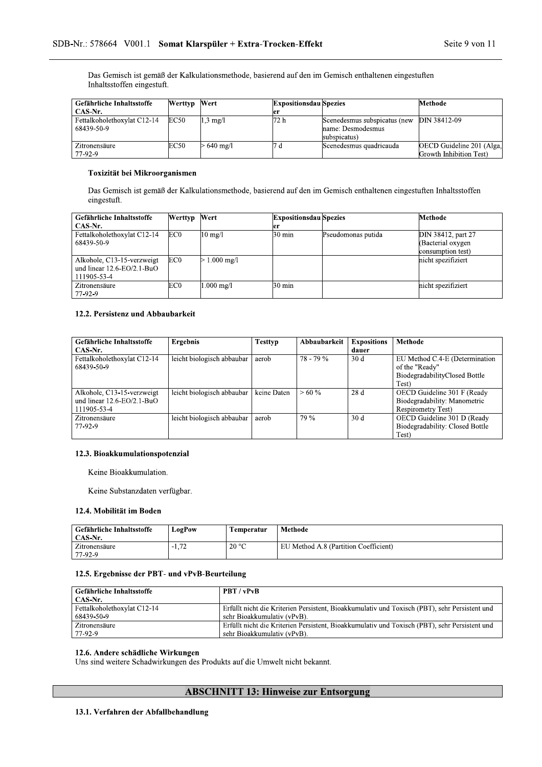Das Gemisch ist gemäß der Kalkulationsmethode, basierend auf den im Gemisch enthaltenen eingestuften Inhaltsstoffen eingestuft.

| Gefährliche Inhaltsstoffe CAS-Nr. | Werttyp | Wert | Expositionsdauer | Spezies | Methode |
|---|---|---|---|---|---|
| Fettalkoholethoxylat C12-14 68439-50-9 | EC50 | 1,3 mg/l | 72 h | Scenedesmus subspicatus (new name: Desmodesmus subspicatus) | DIN 38412-09 |
| Zitronensäure 77-92-9 | EC50 | > 640 mg/l | 7 d | Scenedesmus quadricauda | OECD Guideline 201 (Alga, Growth Inhibition Test) |

### Toxizität bei Mikroorganismen

Das Gemisch ist gemäß der Kalkulationsmethode, basierend auf den im Gemisch enthaltenen eingestuften Inhaltsstoffen eingestuft.

| Gefährliche Inhaltsstoffe CAS-Nr. | Werttyp | Wert | Expositionsdauer | Spezies | Methode |
|---|---|---|---|---|---|
| Fettalkoholethoxylat C12-14 68439-50-9 | EC0 | 10 mg/l | 30 min | Pseudomonas putida | DIN 38412, part 27 (Bacterial oxygen consumption test) |
| Alkohole, C13-15-verzweigt und linear 12.6-EO/2.1-BuO 111905-53-4 | EC0 | > 1.000 mg/l | | | nicht spezifiziert |
| Zitronensäure 77-92-9 | EC0 | 1.000 mg/l | 30 min | | nicht spezifiziert |

### 12.2. Persistenz und Abbaubarkeit

| Gefährliche Inhaltsstoffe CAS-Nr. | Ergebnis | Testtyp | Abbaubarkeit | Expositionsdauer | Methode |
|---|---|---|---|---|---|
| Fettalkoholethoxylat C12-14 68439-50-9 | leicht biologisch abbaubar | aerob | 78 - 79 % | 30 d | EU Method C.4-E (Determination of the "Ready" BiodegradabilityClosed Bottle Test) |
| Alkohole, C13-15-verzweigt und linear 12.6-EO/2.1-BuO 111905-53-4 | leicht biologisch abbaubar | keine Daten | > 60 % | 28 d | OECD Guideline 301 F (Ready Biodegradability: Manometric Respirometry Test) |
| Zitronensäure 77-92-9 | leicht biologisch abbaubar | aerob | 79 % | 30 d | OECD Guideline 301 D (Ready Biodegradability: Closed Bottle Test) |

### 12.3. Bioakkumulationspotenzial

Keine Bioakkumulation.

Keine Substanzdaten verfügbar.

### 12.4. Mobilität im Boden

| Gefährliche Inhaltsstoffe CAS-Nr. | LogPow | Temperatur | Methode |
|---|---|---|---|
| Zitronensäure 77-92-9 | -1,72 | 20 °C | EU Method A.8 (Partition Coefficient) |

### 12.5. Ergebnisse der PBT- und vPvB-Beurteilung

| Gefährliche Inhaltsstoffe CAS-Nr. | PBT / vPvB |
|---|---|
| Fettalkoholethoxylat C12-14 68439-50-9 | Erfüllt nicht die Kriterien Persistent, Bioakkumulativ und Toxisch (PBT), sehr Persistent und sehr Bioakkumulativ (vPvB). |
| Zitronensäure 77-92-9 | Erfüllt nicht die Kriterien Persistent, Bioakkumulativ und Toxisch (PBT), sehr Persistent und sehr Bioakkumulativ (vPvB). |

### 12.6. Andere schädliche Wirkungen

Uns sind weitere Schadwirkungen des Produkts auf die Umwelt nicht bekannt.

## ABSCHNITT 13: Hinweise zur Entsorgung

### 13.1. Verfahren der Abfallbehandlung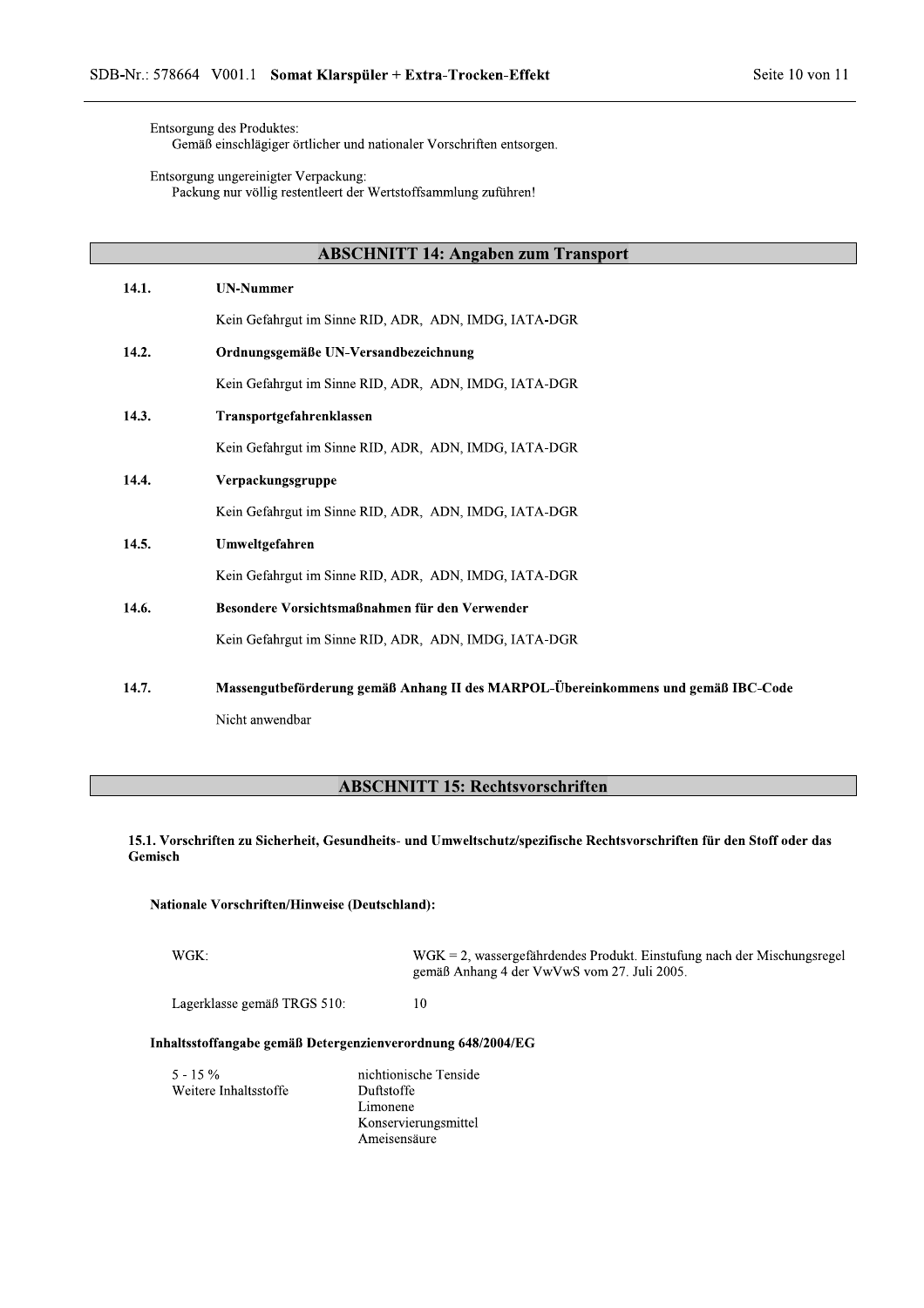Entsorgung des Produktes:
Gemäß einschlägiger örtlicher und nationaler Vorschriften entsorgen.

Entsorgung ungereinigter Verpackung:
Packung nur völlig restentleert der Wertstoffsammlung zuführen!

## ABSCHNITT 14: Angaben zum Transport

**14.1. UN-Nummer**

Kein Gefahrgut im Sinne RID, ADR, ADN, IMDG, IATA-DGR

**14.2. Ordnungsgemäße UN-Versandbezeichnung**

Kein Gefahrgut im Sinne RID, ADR, ADN, IMDG, IATA-DGR

**14.3. Transportgefahrenklassen**

Kein Gefahrgut im Sinne RID, ADR, ADN, IMDG, IATA-DGR

**14.4. Verpackungsgruppe**

Kein Gefahrgut im Sinne RID, ADR, ADN, IMDG, IATA-DGR

**14.5. Umweltgefahren**

Kein Gefahrgut im Sinne RID, ADR, ADN, IMDG, IATA-DGR

**14.6. Besondere Vorsichtsmaßnahmen für den Verwender**

Kein Gefahrgut im Sinne RID, ADR, ADN, IMDG, IATA-DGR

**14.7. Massengutbeförderung gemäß Anhang II des MARPOL-Übereinkommens und gemäß IBC-Code**

Nicht anwendbar

## ABSCHNITT 15: Rechtsvorschriften

**15.1. Vorschriften zu Sicherheit, Gesundheits- und Umweltschutz/spezifische Rechtsvorschriften für den Stoff oder das Gemisch**

**Nationale Vorschriften/Hinweise (Deutschland):**

| | |
|---|---|
| WGK: | WGK = 2, wassergefährdendes Produkt. Einstufung nach der Mischungsregel gemäß Anhang 4 der VwVwS vom 27. Juli 2005. |
| Lagerklasse gemäß TRGS 510: | 10 |

**Inhaltsstoffangabe gemäß Detergenzienverordnung 648/2004/EG**

| | |
|---|---|
| 5 - 15 % | nichtionische Tenside |
| Weitere Inhaltsstoffe | Duftstoffe<br>Limonene<br>Konservierungsmittel<br>Ameisensäure |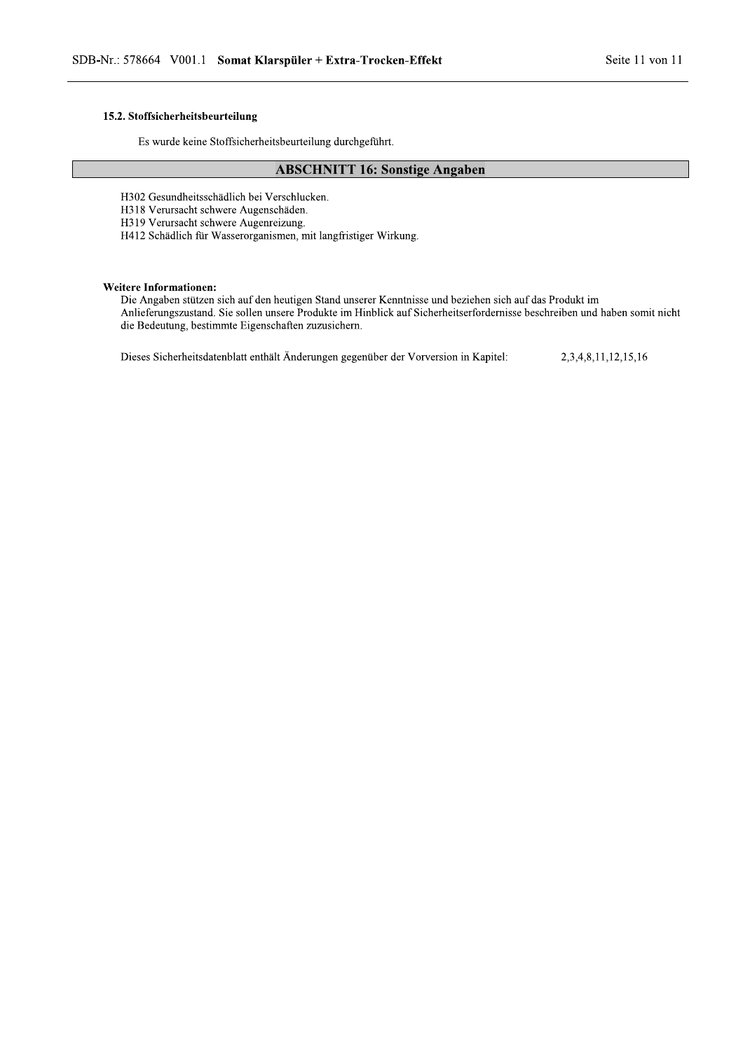### 15.2. Stoffsicherheitsbeurteilung

Es wurde keine Stoffsicherheitsbeurteilung durchgeführt.

## ABSCHNITT 16: Sonstige Angaben

H302 Gesundheitsschädlich bei Verschlucken.
H318 Verursacht schwere Augenschäden.
H319 Verursacht schwere Augenreizung.
H412 Schädlich für Wasserorganismen, mit langfristiger Wirkung.

**Weitere Informationen:**
Die Angaben stützen sich auf den heutigen Stand unserer Kenntnisse und beziehen sich auf das Produkt im Anlieferungszustand. Sie sollen unsere Produkte im Hinblick auf Sicherheitserfordernisse beschreiben und haben somit nicht die Bedeutung, bestimmte Eigenschaften zuzusichern.

Dieses Sicherheitsdatenblatt enthält Änderungen gegenüber der Vorversion in Kapitel: 2,3,4,8,11,12,15,16